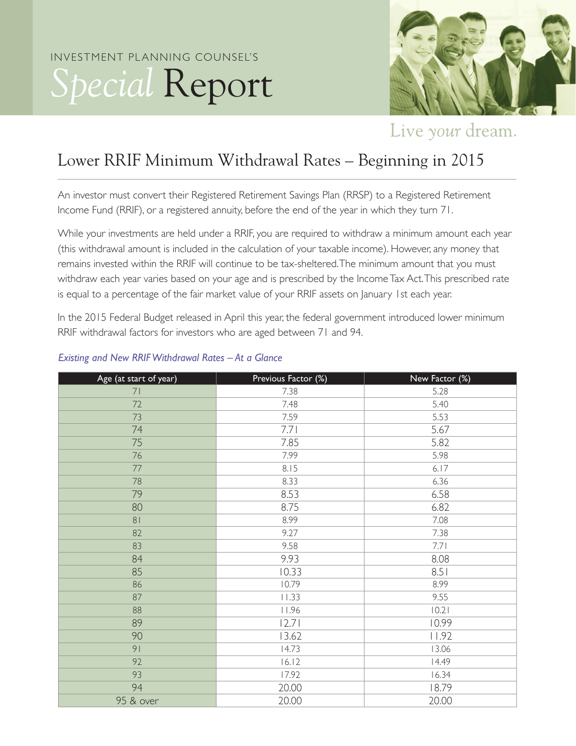INVESTMENT PLANNING COUNSEL'S

# *Special* Report

Live *your* dream.

## Lower RRIF Minimum Withdrawal Rates – Beginning in 2015

An investor must convert their Registered Retirement Savings Plan (RRSP) to a Registered Retirement Income Fund (RRIF), or a registered annuity, before the end of the year in which they turn 71.

While your investments are held under a RRIF, you are required to withdraw a minimum amount each year (this withdrawal amount is included in the calculation of your taxable income). However, any money that remains invested within the RRIF will continue to be tax-sheltered. The minimum amount that you must withdraw each year varies based on your age and is prescribed by the Income Tax Act. This prescribed rate is equal to a percentage of the fair market value of your RRIF assets on January 1st each year.

In the 2015 Federal Budget released in April this year, the federal government introduced lower minimum RRIF withdrawal factors for investors who are aged between 71 and 94.

*Existing and New RRIF Withdrawal Rates – At a Glance*

| Age (at start of year) | Previous Factor (%) | New Factor (%) |
|---|---|---|
| 71 | 7.38 | 5.28 |
| 72 | 7.48 | 5.40 |
| 73 | 7.59 | 5.53 |
| 74 | 7.71 | 5.67 |
| 75 | 7.85 | 5.82 |
| 76 | 7.99 | 5.98 |
| 77 | 8.15 | 6.17 |
| 78 | 8.33 | 6.36 |
| 79 | 8.53 | 6.58 |
| 80 | 8.75 | 6.82 |
| 81 | 8.99 | 7.08 |
| 82 | 9.27 | 7.38 |
| 83 | 9.58 | 7.71 |
| 84 | 9.93 | 8.08 |
| 85 | 10.33 | 8.51 |
| 86 | 10.79 | 8.99 |
| 87 | 11.33 | 9.55 |
| 88 | 11.96 | 10.21 |
| 89 | 12.71 | 10.99 |
| 90 | 13.62 | 11.92 |
| 91 | 14.73 | 13.06 |
| 92 | 16.12 | 14.49 |
| 93 | 17.92 | 16.34 |
| 94 | 20.00 | 18.79 |
| 95 & over | 20.00 | 20.00 |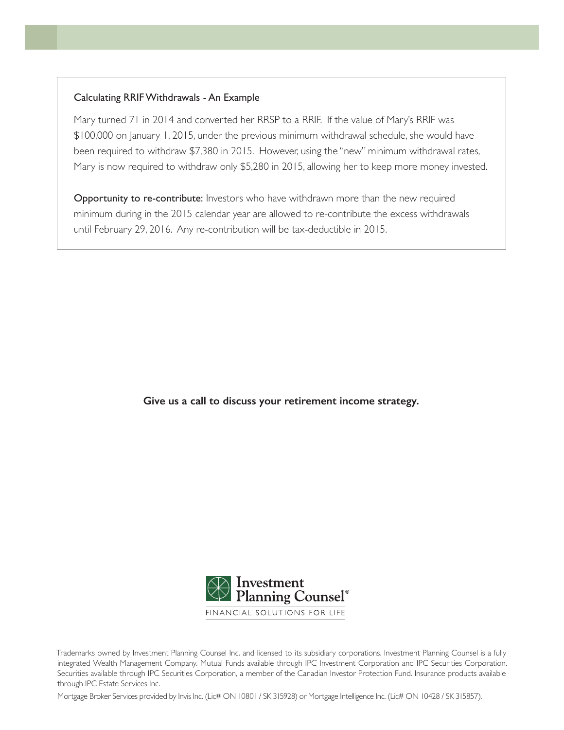### Calculating RRIF Withdrawals - An Example

Mary turned 71 in 2014 and converted her RRSP to a RRIF. If the value of Mary's RRIF was $100,000 on January 1, 2015, under the previous minimum withdrawal schedule, she would have been required to withdraw $7,380 in 2015. However, using the "new" minimum withdrawal rates, Mary is now required to withdraw only $5,280 in 2015, allowing her to keep more money invested.

**Opportunity to re-contribute:** Investors who have withdrawn more than the new required minimum during in the 2015 calendar year are allowed to re-contribute the excess withdrawals until February 29, 2016. Any re-contribution will be tax-deductible in 2015.

**Give us a call to discuss your retirement income strategy.**

Investment Planning Counsel®

FINANCIAL SOLUTIONS FOR LIFE

Trademarks owned by Investment Planning Counsel Inc. and licensed to its subsidiary corporations. Investment Planning Counsel is a fully integrated Wealth Management Company. Mutual Funds available through IPC Investment Corporation and IPC Securities Corporation. Securities available through IPC Securities Corporation, a member of the Canadian Investor Protection Fund. Insurance products available through IPC Estate Services Inc.

Mortgage Broker Services provided by Invis Inc. (Lic# ON 10801 / SK 315928) or Mortgage Intelligence Inc. (Lic# ON 10428 / SK 315857).